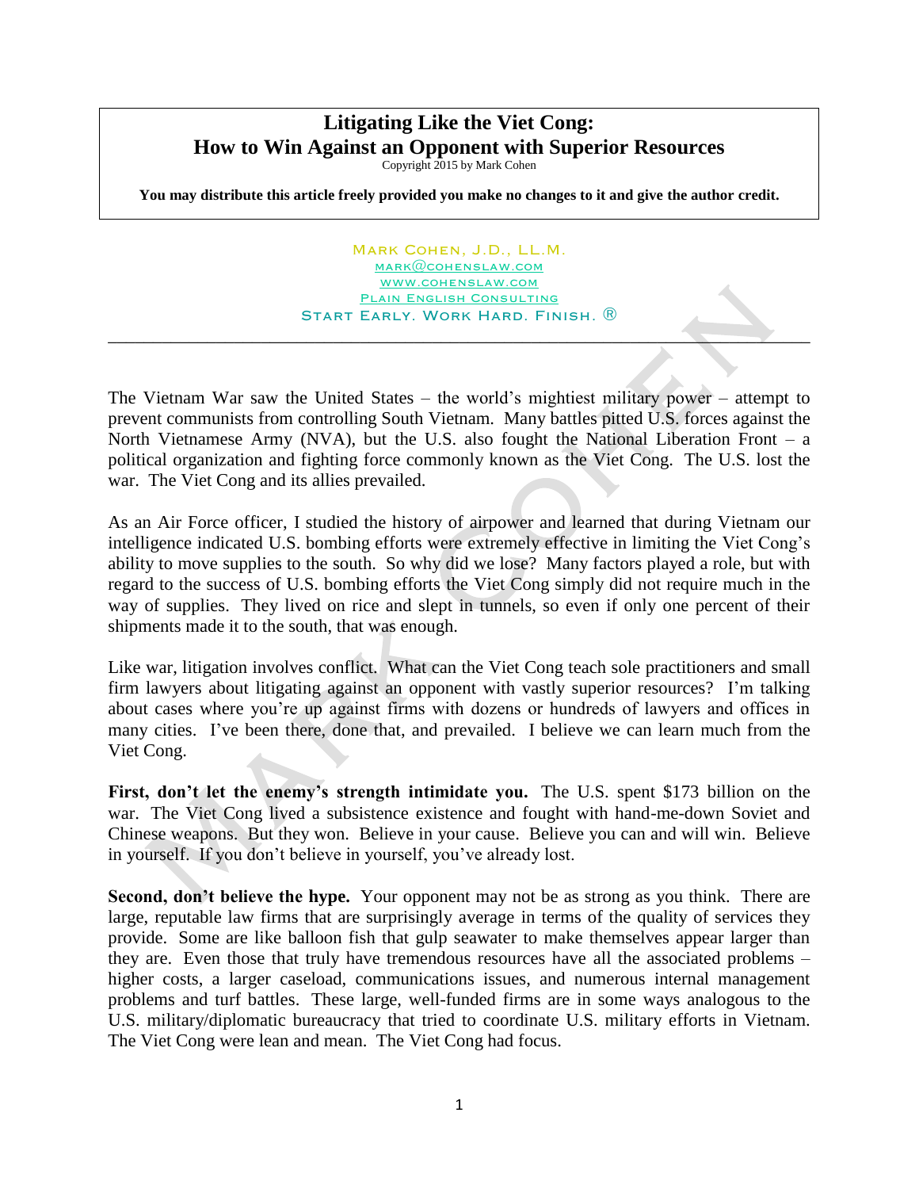# Litigating Like the Viet Cong: How to Win Against an Opponent with Superior Resources

Copyright 2015 by Mark Cohen

**You may distribute this article freely provided you make no changes to it and give the author credit.**

Mark Cohen, J.D., LL.M.
mark@cohenslaw.com
www.cohenslaw.com
Plain English Consulting
Start Early. Work Hard. Finish. ®

---

The Vietnam War saw the United States – the world's mightiest military power – attempt to prevent communists from controlling South Vietnam. Many battles pitted U.S. forces against the North Vietnamese Army (NVA), but the U.S. also fought the National Liberation Front – a political organization and fighting force commonly known as the Viet Cong. The U.S. lost the war. The Viet Cong and its allies prevailed.

As an Air Force officer, I studied the history of airpower and learned that during Vietnam our intelligence indicated U.S. bombing efforts were extremely effective in limiting the Viet Cong's ability to move supplies to the south. So why did we lose? Many factors played a role, but with regard to the success of U.S. bombing efforts the Viet Cong simply did not require much in the way of supplies. They lived on rice and slept in tunnels, so even if only one percent of their shipments made it to the south, that was enough.

Like war, litigation involves conflict. What can the Viet Cong teach sole practitioners and small firm lawyers about litigating against an opponent with vastly superior resources? I'm talking about cases where you're up against firms with dozens or hundreds of lawyers and offices in many cities. I've been there, done that, and prevailed. I believe we can learn much from the Viet Cong.

**First, don't let the enemy's strength intimidate you.** The U.S. spent $173 billion on the war. The Viet Cong lived a subsistence existence and fought with hand-me-down Soviet and Chinese weapons. But they won. Believe in your cause. Believe you can and will win. Believe in yourself. If you don't believe in yourself, you've already lost.

**Second, don't believe the hype.** Your opponent may not be as strong as you think. There are large, reputable law firms that are surprisingly average in terms of the quality of services they provide. Some are like balloon fish that gulp seawater to make themselves appear larger than they are. Even those that truly have tremendous resources have all the associated problems – higher costs, a larger caseload, communications issues, and numerous internal management problems and turf battles. These large, well-funded firms are in some ways analogous to the U.S. military/diplomatic bureaucracy that tried to coordinate U.S. military efforts in Vietnam. The Viet Cong were lean and mean. The Viet Cong had focus.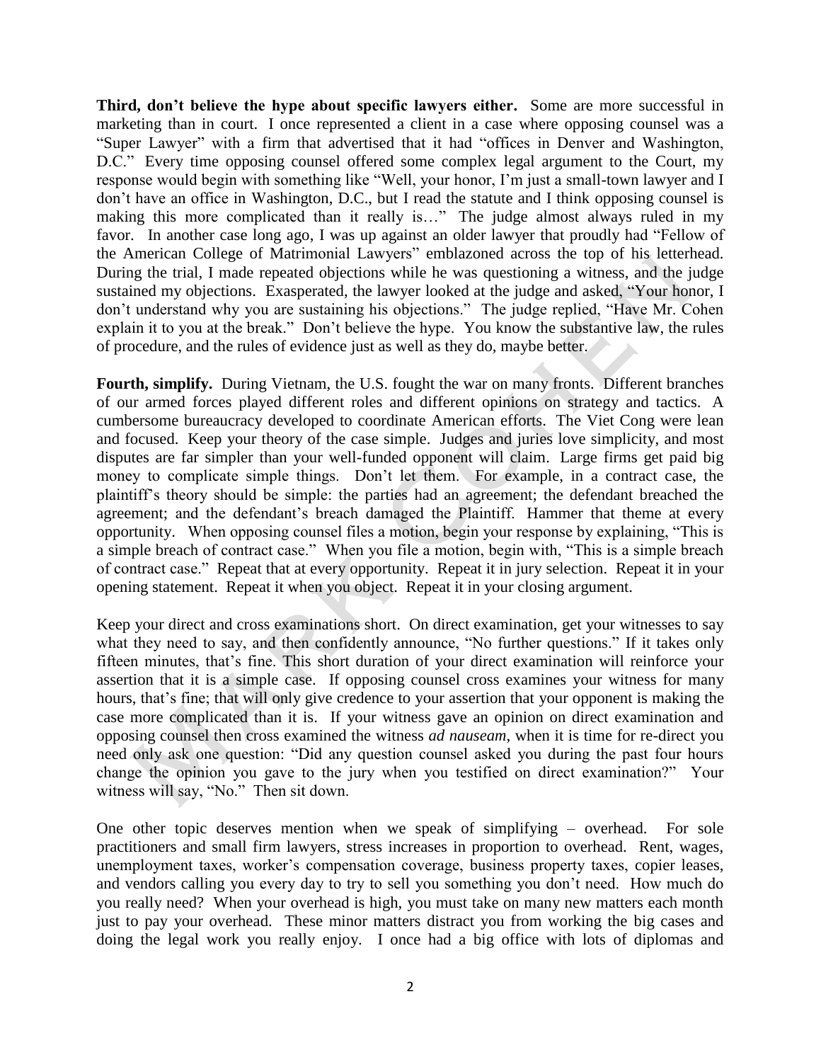**Third, don't believe the hype about specific lawyers either.** Some are more successful in marketing than in court. I once represented a client in a case where opposing counsel was a "Super Lawyer" with a firm that advertised that it had "offices in Denver and Washington, D.C." Every time opposing counsel offered some complex legal argument to the Court, my response would begin with something like "Well, your honor, I'm just a small-town lawyer and I don't have an office in Washington, D.C., but I read the statute and I think opposing counsel is making this more complicated than it really is…" The judge almost always ruled in my favor. In another case long ago, I was up against an older lawyer that proudly had "Fellow of the American College of Matrimonial Lawyers" emblazoned across the top of his letterhead. During the trial, I made repeated objections while he was questioning a witness, and the judge sustained my objections. Exasperated, the lawyer looked at the judge and asked, "Your honor, I don't understand why you are sustaining his objections." The judge replied, "Have Mr. Cohen explain it to you at the break." Don't believe the hype. You know the substantive law, the rules of procedure, and the rules of evidence just as well as they do, maybe better.

**Fourth, simplify.** During Vietnam, the U.S. fought the war on many fronts. Different branches of our armed forces played different roles and different opinions on strategy and tactics. A cumbersome bureaucracy developed to coordinate American efforts. The Viet Cong were lean and focused. Keep your theory of the case simple. Judges and juries love simplicity, and most disputes are far simpler than your well-funded opponent will claim. Large firms get paid big money to complicate simple things. Don't let them. For example, in a contract case, the plaintiff's theory should be simple: the parties had an agreement; the defendant breached the agreement; and the defendant's breach damaged the Plaintiff. Hammer that theme at every opportunity. When opposing counsel files a motion, begin your response by explaining, "This is a simple breach of contract case." When you file a motion, begin with, "This is a simple breach of contract case." Repeat that at every opportunity. Repeat it in jury selection. Repeat it in your opening statement. Repeat it when you object. Repeat it in your closing argument.

Keep your direct and cross examinations short. On direct examination, get your witnesses to say what they need to say, and then confidently announce, "No further questions." If it takes only fifteen minutes, that's fine. This short duration of your direct examination will reinforce your assertion that it is a simple case. If opposing counsel cross examines your witness for many hours, that's fine; that will only give credence to your assertion that your opponent is making the case more complicated than it is. If your witness gave an opinion on direct examination and opposing counsel then cross examined the witness *ad nauseam*, when it is time for re-direct you need only ask one question: "Did any question counsel asked you during the past four hours change the opinion you gave to the jury when you testified on direct examination?" Your witness will say, "No." Then sit down.

One other topic deserves mention when we speak of simplifying – overhead. For sole practitioners and small firm lawyers, stress increases in proportion to overhead. Rent, wages, unemployment taxes, worker's compensation coverage, business property taxes, copier leases, and vendors calling you every day to try to sell you something you don't need. How much do you really need? When your overhead is high, you must take on many new matters each month just to pay your overhead. These minor matters distract you from working the big cases and doing the legal work you really enjoy. I once had a big office with lots of diplomas and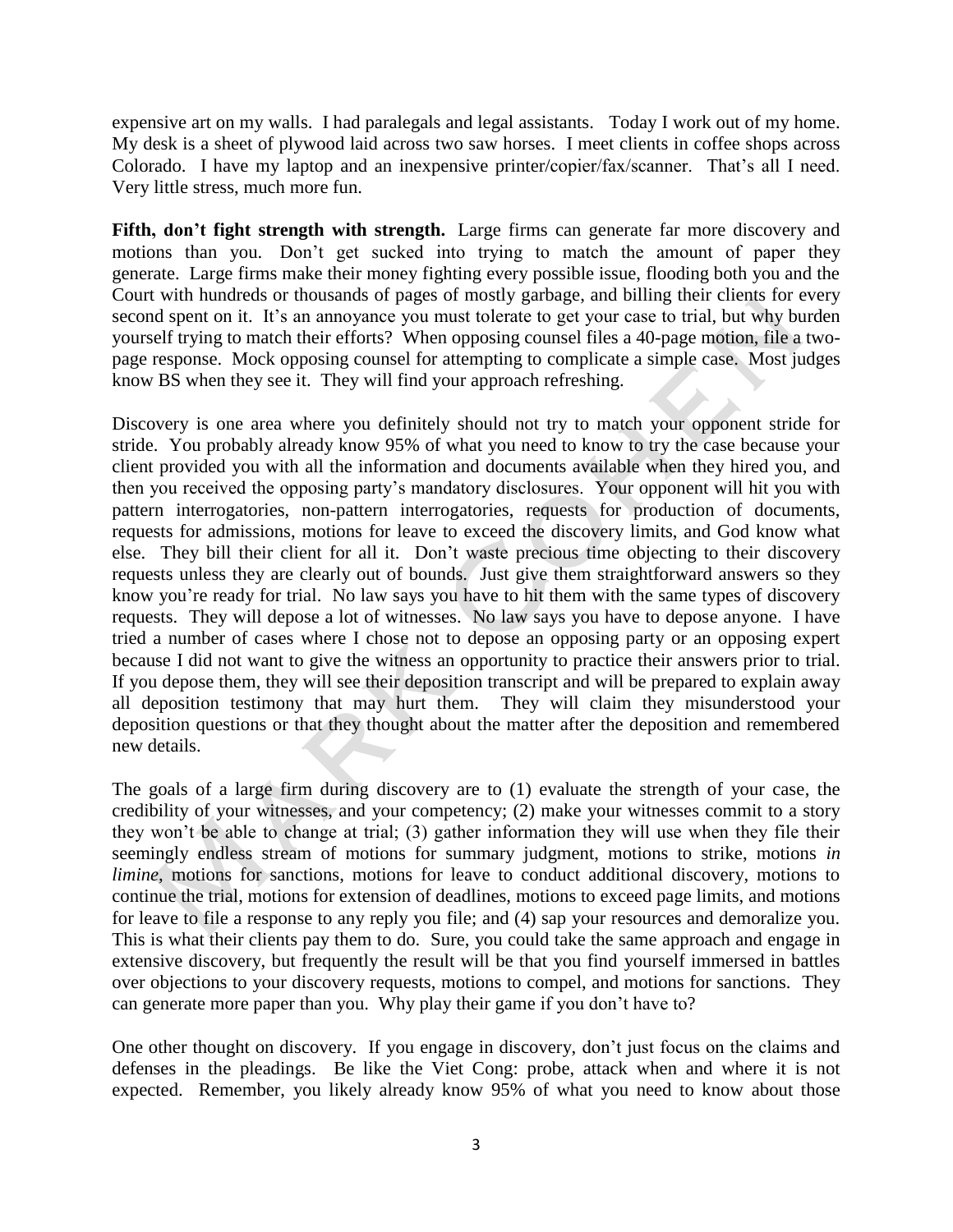expensive art on my walls. I had paralegals and legal assistants. Today I work out of my home. My desk is a sheet of plywood laid across two saw horses. I meet clients in coffee shops across Colorado. I have my laptop and an inexpensive printer/copier/fax/scanner. That's all I need. Very little stress, much more fun.

**Fifth, don't fight strength with strength.** Large firms can generate far more discovery and motions than you. Don't get sucked into trying to match the amount of paper they generate. Large firms make their money fighting every possible issue, flooding both you and the Court with hundreds or thousands of pages of mostly garbage, and billing their clients for every second spent on it. It's an annoyance you must tolerate to get your case to trial, but why burden yourself trying to match their efforts? When opposing counsel files a 40-page motion, file a two-page response. Mock opposing counsel for attempting to complicate a simple case. Most judges know BS when they see it. They will find your approach refreshing.

Discovery is one area where you definitely should not try to match your opponent stride for stride. You probably already know 95% of what you need to know to try the case because your client provided you with all the information and documents available when they hired you, and then you received the opposing party's mandatory disclosures. Your opponent will hit you with pattern interrogatories, non-pattern interrogatories, requests for production of documents, requests for admissions, motions for leave to exceed the discovery limits, and God know what else. They bill their client for all it. Don't waste precious time objecting to their discovery requests unless they are clearly out of bounds. Just give them straightforward answers so they know you're ready for trial. No law says you have to hit them with the same types of discovery requests. They will depose a lot of witnesses. No law says you have to depose anyone. I have tried a number of cases where I chose not to depose an opposing party or an opposing expert because I did not want to give the witness an opportunity to practice their answers prior to trial. If you depose them, they will see their deposition transcript and will be prepared to explain away all deposition testimony that may hurt them. They will claim they misunderstood your deposition questions or that they thought about the matter after the deposition and remembered new details.

The goals of a large firm during discovery are to (1) evaluate the strength of your case, the credibility of your witnesses, and your competency; (2) make your witnesses commit to a story they won't be able to change at trial; (3) gather information they will use when they file their seemingly endless stream of motions for summary judgment, motions to strike, motions *in limine*, motions for sanctions, motions for leave to conduct additional discovery, motions to continue the trial, motions for extension of deadlines, motions to exceed page limits, and motions for leave to file a response to any reply you file; and (4) sap your resources and demoralize you. This is what their clients pay them to do. Sure, you could take the same approach and engage in extensive discovery, but frequently the result will be that you find yourself immersed in battles over objections to your discovery requests, motions to compel, and motions for sanctions. They can generate more paper than you. Why play their game if you don't have to?

One other thought on discovery. If you engage in discovery, don't just focus on the claims and defenses in the pleadings. Be like the Viet Cong: probe, attack when and where it is not expected. Remember, you likely already know 95% of what you need to know about those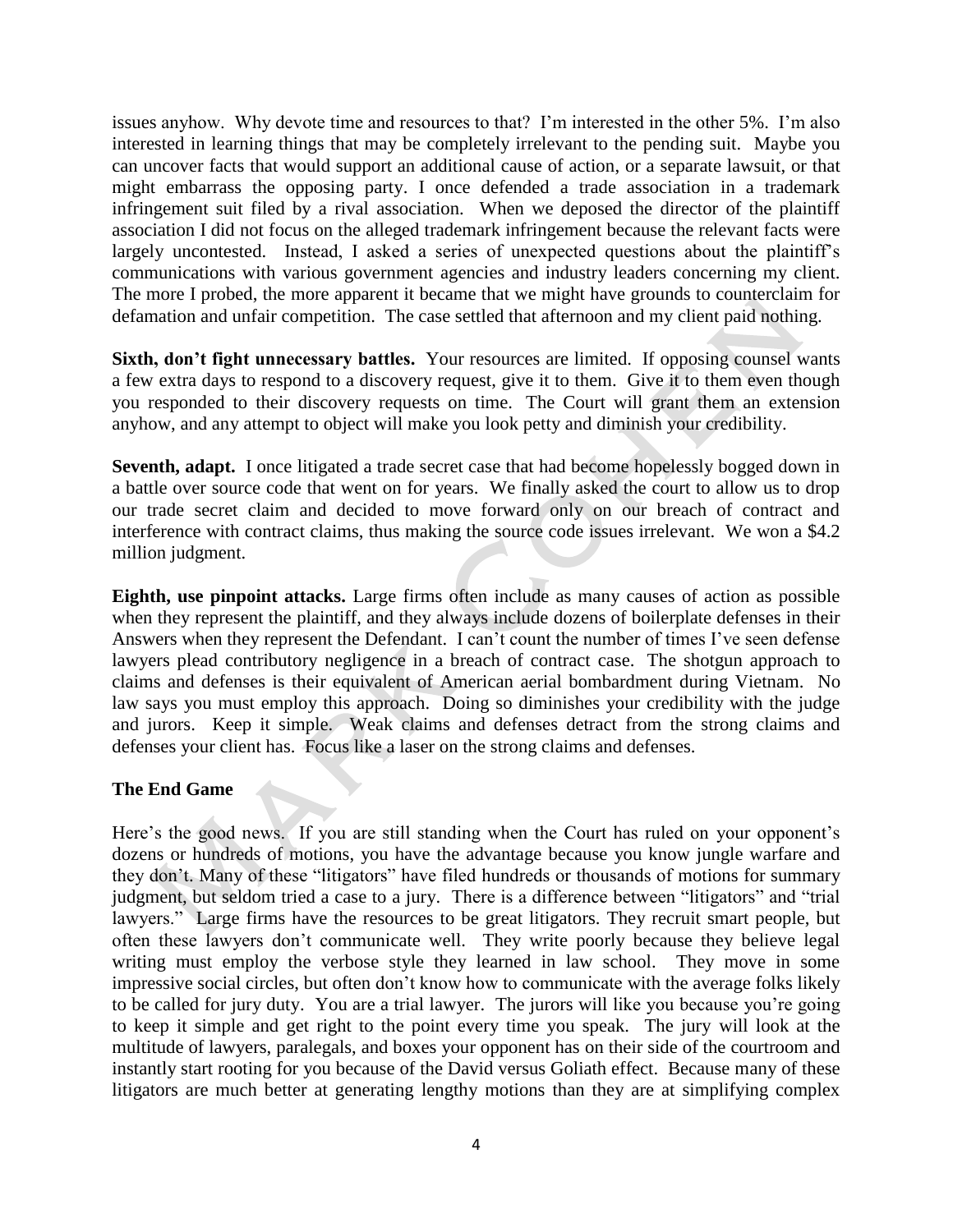issues anyhow. Why devote time and resources to that? I'm interested in the other 5%. I'm also interested in learning things that may be completely irrelevant to the pending suit. Maybe you can uncover facts that would support an additional cause of action, or a separate lawsuit, or that might embarrass the opposing party. I once defended a trade association in a trademark infringement suit filed by a rival association. When we deposed the director of the plaintiff association I did not focus on the alleged trademark infringement because the relevant facts were largely uncontested. Instead, I asked a series of unexpected questions about the plaintiff's communications with various government agencies and industry leaders concerning my client. The more I probed, the more apparent it became that we might have grounds to counterclaim for defamation and unfair competition. The case settled that afternoon and my client paid nothing.

**Sixth, don't fight unnecessary battles.** Your resources are limited. If opposing counsel wants a few extra days to respond to a discovery request, give it to them. Give it to them even though you responded to their discovery requests on time. The Court will grant them an extension anyhow, and any attempt to object will make you look petty and diminish your credibility.

**Seventh, adapt.** I once litigated a trade secret case that had become hopelessly bogged down in a battle over source code that went on for years. We finally asked the court to allow us to drop our trade secret claim and decided to move forward only on our breach of contract and interference with contract claims, thus making the source code issues irrelevant. We won a $4.2 million judgment.

**Eighth, use pinpoint attacks.** Large firms often include as many causes of action as possible when they represent the plaintiff, and they always include dozens of boilerplate defenses in their Answers when they represent the Defendant. I can't count the number of times I've seen defense lawyers plead contributory negligence in a breach of contract case. The shotgun approach to claims and defenses is their equivalent of American aerial bombardment during Vietnam. No law says you must employ this approach. Doing so diminishes your credibility with the judge and jurors. Keep it simple. Weak claims and defenses detract from the strong claims and defenses your client has. Focus like a laser on the strong claims and defenses.

**The End Game**

Here's the good news. If you are still standing when the Court has ruled on your opponent's dozens or hundreds of motions, you have the advantage because you know jungle warfare and they don't. Many of these "litigators" have filed hundreds or thousands of motions for summary judgment, but seldom tried a case to a jury. There is a difference between "litigators" and "trial lawyers." Large firms have the resources to be great litigators. They recruit smart people, but often these lawyers don't communicate well. They write poorly because they believe legal writing must employ the verbose style they learned in law school. They move in some impressive social circles, but often don't know how to communicate with the average folks likely to be called for jury duty. You are a trial lawyer. The jurors will like you because you're going to keep it simple and get right to the point every time you speak. The jury will look at the multitude of lawyers, paralegals, and boxes your opponent has on their side of the courtroom and instantly start rooting for you because of the David versus Goliath effect. Because many of these litigators are much better at generating lengthy motions than they are at simplifying complex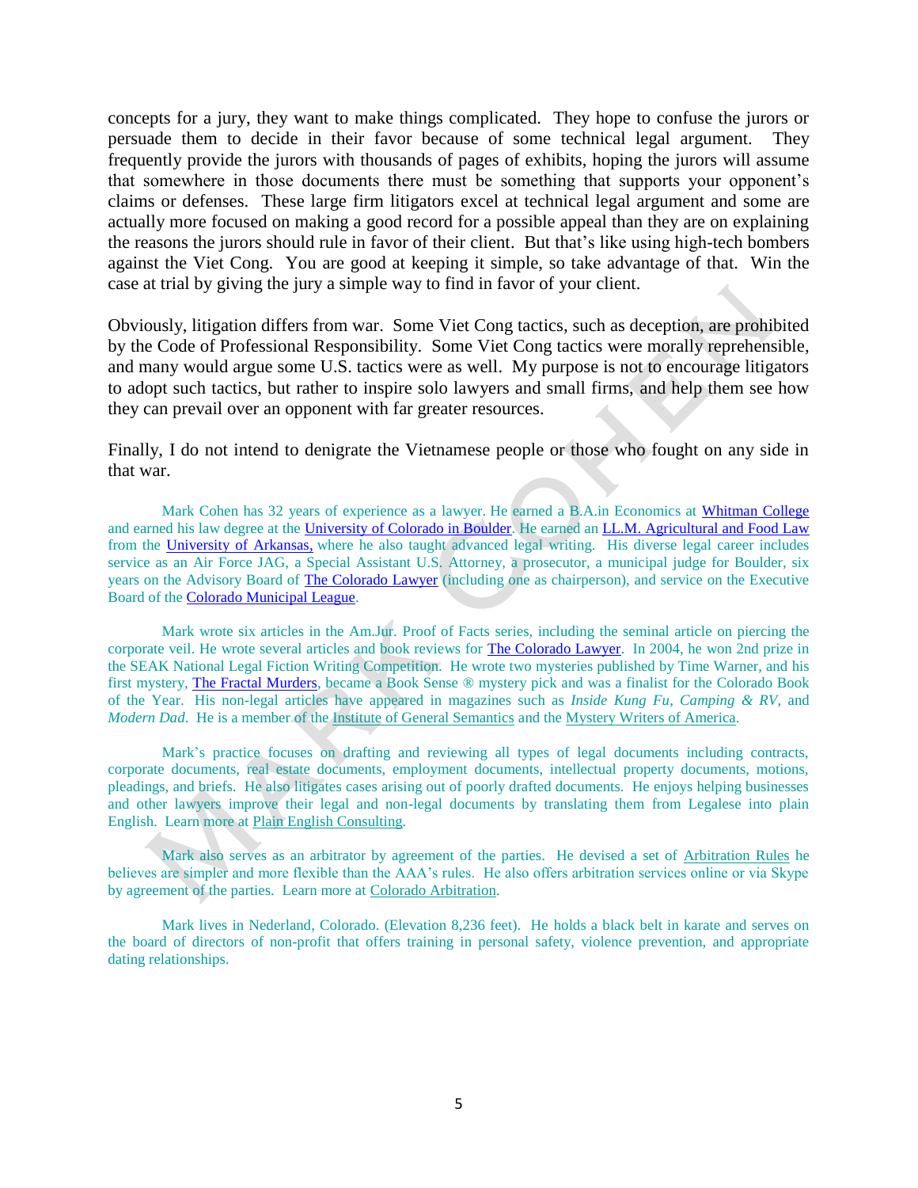concepts for a jury, they want to make things complicated. They hope to confuse the jurors or persuade them to decide in their favor because of some technical legal argument. They frequently provide the jurors with thousands of pages of exhibits, hoping the jurors will assume that somewhere in those documents there must be something that supports your opponent's claims or defenses. These large firm litigators excel at technical legal argument and some are actually more focused on making a good record for a possible appeal than they are on explaining the reasons the jurors should rule in favor of their client. But that's like using high-tech bombers against the Viet Cong. You are good at keeping it simple, so take advantage of that. Win the case at trial by giving the jury a simple way to find in favor of your client.

Obviously, litigation differs from war. Some Viet Cong tactics, such as deception, are prohibited by the Code of Professional Responsibility. Some Viet Cong tactics were morally reprehensible, and many would argue some U.S. tactics were as well. My purpose is not to encourage litigators to adopt such tactics, but rather to inspire solo lawyers and small firms, and help them see how they can prevail over an opponent with far greater resources.

Finally, I do not intend to denigrate the Vietnamese people or those who fought on any side in that war.

Mark Cohen has 32 years of experience as a lawyer. He earned a B.A.in Economics at Whitman College and earned his law degree at the University of Colorado in Boulder. He earned an LL.M. Agricultural and Food Law from the University of Arkansas, where he also taught advanced legal writing. His diverse legal career includes service as an Air Force JAG, a Special Assistant U.S. Attorney, a prosecutor, a municipal judge for Boulder, six years on the Advisory Board of The Colorado Lawyer (including one as chairperson), and service on the Executive Board of the Colorado Municipal League.

Mark wrote six articles in the Am.Jur. Proof of Facts series, including the seminal article on piercing the corporate veil. He wrote several articles and book reviews for The Colorado Lawyer. In 2004, he won 2nd prize in the SEAK National Legal Fiction Writing Competition. He wrote two mysteries published by Time Warner, and his first mystery, The Fractal Murders, became a Book Sense ® mystery pick and was a finalist for the Colorado Book of the Year. His non-legal articles have appeared in magazines such as *Inside Kung Fu*, *Camping & RV*, and *Modern Dad*. He is a member of the Institute of General Semantics and the Mystery Writers of America.

Mark's practice focuses on drafting and reviewing all types of legal documents including contracts, corporate documents, real estate documents, employment documents, intellectual property documents, motions, pleadings, and briefs. He also litigates cases arising out of poorly drafted documents. He enjoys helping businesses and other lawyers improve their legal and non-legal documents by translating them from Legalese into plain English. Learn more at Plain English Consulting.

Mark also serves as an arbitrator by agreement of the parties. He devised a set of Arbitration Rules he believes are simpler and more flexible than the AAA's rules. He also offers arbitration services online or via Skype by agreement of the parties. Learn more at Colorado Arbitration.

Mark lives in Nederland, Colorado. (Elevation 8,236 feet). He holds a black belt in karate and serves on the board of directors of non-profit that offers training in personal safety, violence prevention, and appropriate dating relationships.